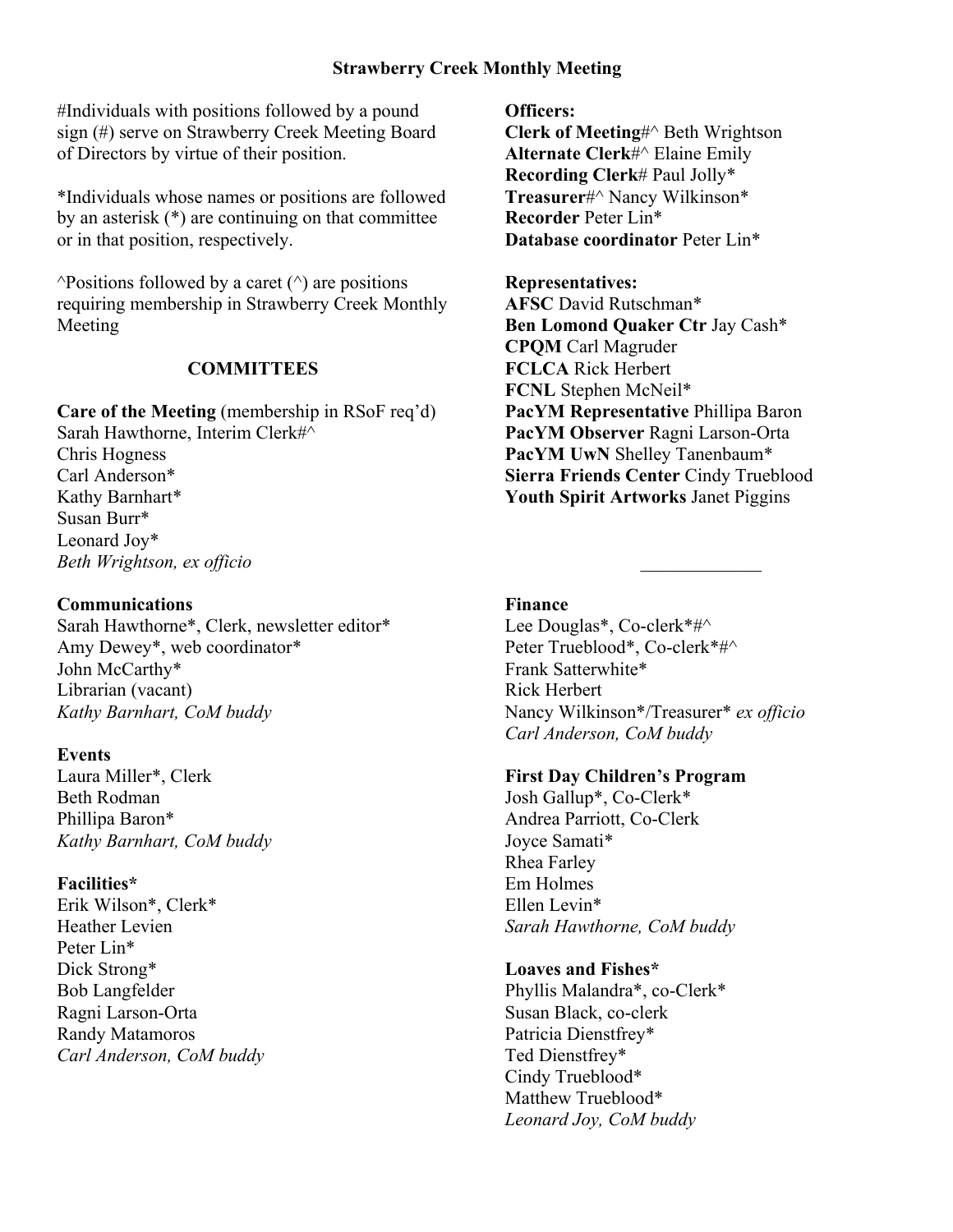# Strawberry Creek Monthly Meeting

#Individuals with positions followed by a pound sign (#) serve on Strawberry Creek Meeting Board of Directors by virtue of their position.

*Individuals whose names or positions are followed by an asterisk (*) are continuing on that committee or in that position, respectively.

^Positions followed by a caret (^) are positions requiring membership in Strawberry Creek Monthly Meeting

## COMMITTEES

**Care of the Meeting** (membership in RSoF req'd)
Sarah Hawthorne, Interim Clerk#^
Chris Hogness
Carl Anderson*
Kathy Barnhart*
Susan Burr*
Leonard Joy*
*Beth Wrightson, ex officio*

**Communications**
Sarah Hawthorne*, Clerk, newsletter editor*
Amy Dewey*, web coordinator*
John McCarthy*
Librarian (vacant)
*Kathy Barnhart, CoM buddy*

**Events**
Laura Miller*, Clerk
Beth Rodman
Phillipa Baron*
*Kathy Barnhart, CoM buddy*

**Facilities***
Erik Wilson*, Clerk*
Heather Levien
Peter Lin*
Dick Strong*
Bob Langfelder
Ragni Larson-Orta
Randy Matamoros
*Carl Anderson, CoM buddy*

**Officers:**
**Clerk of Meeting**#^ Beth Wrightson
**Alternate Clerk**#^ Elaine Emily
**Recording Clerk**# Paul Jolly*
**Treasurer**#^ Nancy Wilkinson*
**Recorder** Peter Lin*
**Database coordinator** Peter Lin*

**Representatives:**
**AFSC** David Rutschman*
**Ben Lomond Quaker Ctr** Jay Cash*
**CPQM** Carl Magruder
**FCLCA** Rick Herbert
**FCNL** Stephen McNeil*
**PacYM Representative** Phillipa Baron
**PacYM Observer** Ragni Larson-Orta
**PacYM UwN** Shelley Tanenbaum*
**Sierra Friends Center** Cindy Trueblood
**Youth Spirit Artworks** Janet Piggins

---

**Finance**
Lee Douglas*, Co-clerk*#^
Peter Trueblood*, Co-clerk*#^
Frank Satterwhite*
Rick Herbert
Nancy Wilkinson*/Treasurer* *ex officio*
*Carl Anderson, CoM buddy*

**First Day Children's Program**
Josh Gallup*, Co-Clerk*
Andrea Parriott, Co-Clerk
Joyce Samati*
Rhea Farley
Em Holmes
Ellen Levin*
*Sarah Hawthorne, CoM buddy*

**Loaves and Fishes***
Phyllis Malandra*, co-Clerk*
Susan Black, co-clerk
Patricia Dienstfrey*
Ted Dienstfrey*
Cindy Trueblood*
Matthew Trueblood*
*Leonard Joy, CoM buddy*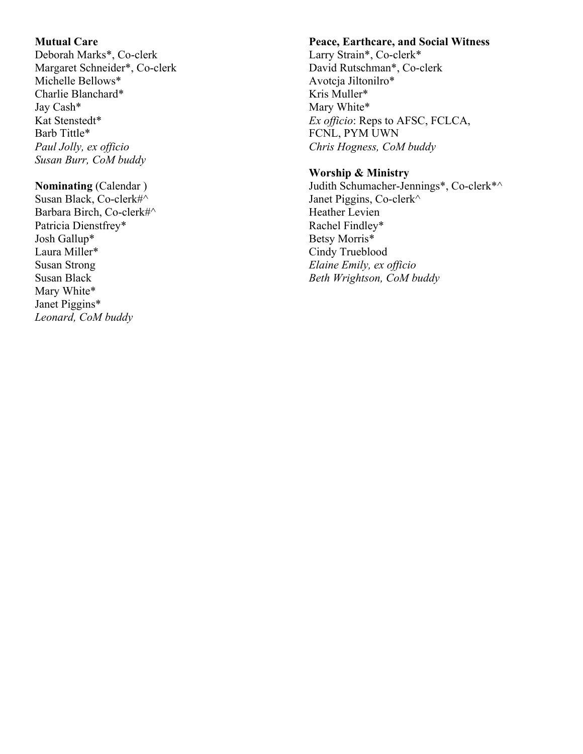**Mutual Care**
Deborah Marks*, Co-clerk
Margaret Schneider*, Co-clerk
Michelle Bellows*
Charlie Blanchard*
Jay Cash*
Kat Stenstedt*
Barb Tittle*
*Paul Jolly, ex officio*
*Susan Burr, CoM buddy*

**Nominating** (Calendar )
Susan Black, Co-clerk#^
Barbara Birch, Co-clerk#^
Patricia Dienstfrey*
Josh Gallup*
Laura Miller*
Susan Strong
Susan Black
Mary White*
Janet Piggins*
*Leonard, CoM buddy*

**Peace, Earthcare, and Social Witness**
Larry Strain*, Co-clerk*
David Rutschman*, Co-clerk
Avotcja Jiltonilro*
Kris Muller*
Mary White*
*Ex officio*: Reps to AFSC, FCLCA, FCNL, PYM UWN
*Chris Hogness, CoM buddy*

**Worship & Ministry**
Judith Schumacher-Jennings*, Co-clerk*^
Janet Piggins, Co-clerk^
Heather Levien
Rachel Findley*
Betsy Morris*
Cindy Trueblood
*Elaine Emily, ex officio*
*Beth Wrightson, CoM buddy*